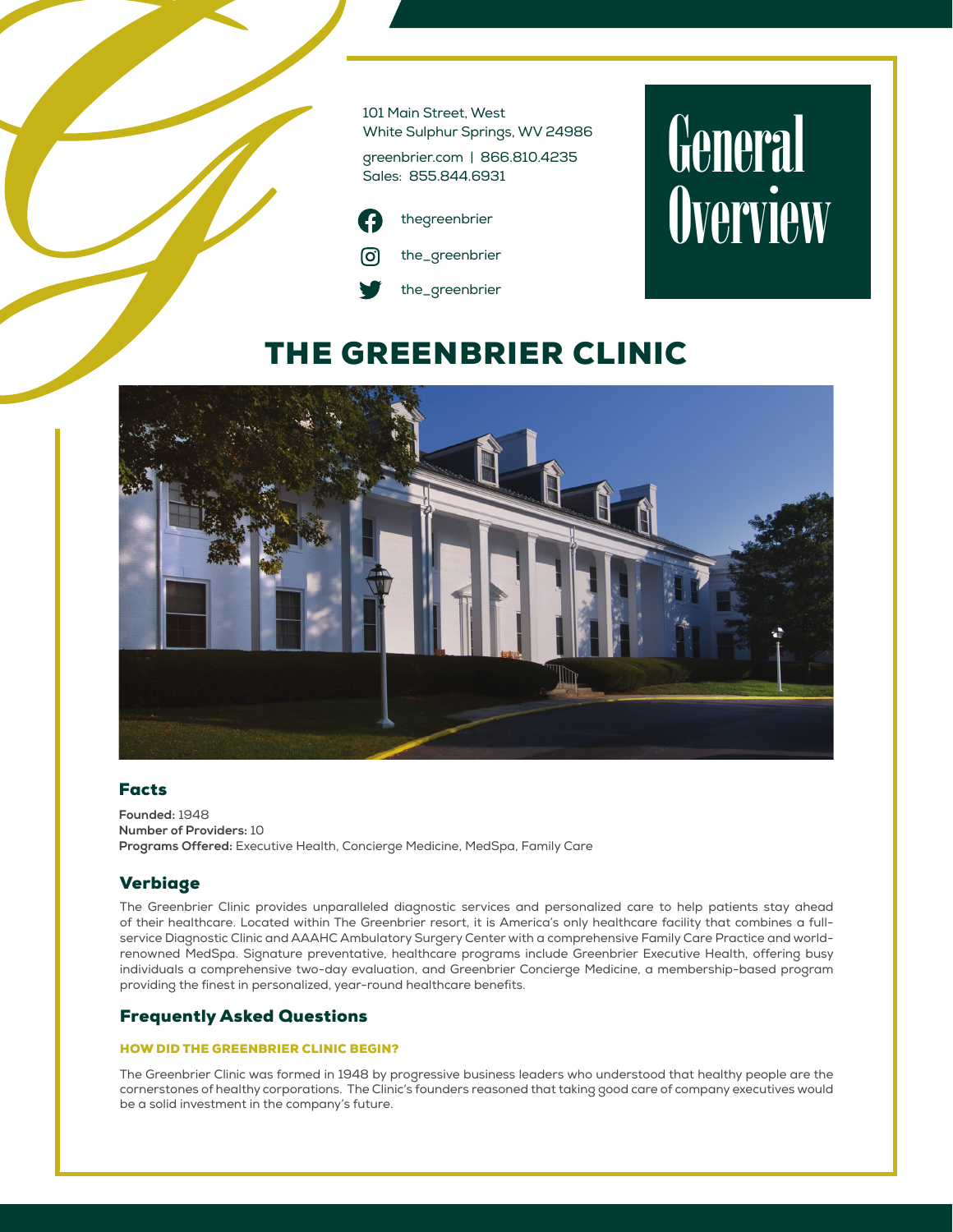101 Main Street, West
White Sulphur Springs, WV 24986

greenbrier.com | 866.810.4235
Sales: 855.844.6931

thegreenbrier

the_greenbrier

the_greenbrier

# General Overview

# THE GREENBRIER CLINIC

## Facts

**Founded:** 1948
**Number of Providers:** 10
**Programs Offered:** Executive Health, Concierge Medicine, MedSpa, Family Care

## Verbiage

The Greenbrier Clinic provides unparalleled diagnostic services and personalized care to help patients stay ahead of their healthcare. Located within The Greenbrier resort, it is America's only healthcare facility that combines a full-service Diagnostic Clinic and AAAHC Ambulatory Surgery Center with a comprehensive Family Care Practice and world-renowned MedSpa. Signature preventative, healthcare programs include Greenbrier Executive Health, offering busy individuals a comprehensive two-day evaluation, and Greenbrier Concierge Medicine, a membership-based program providing the finest in personalized, year-round healthcare benefits.

## Frequently Asked Questions

### HOW DID THE GREENBRIER CLINIC BEGIN?

The Greenbrier Clinic was formed in 1948 by progressive business leaders who understood that healthy people are the cornerstones of healthy corporations. The Clinic's founders reasoned that taking good care of company executives would be a solid investment in the company's future.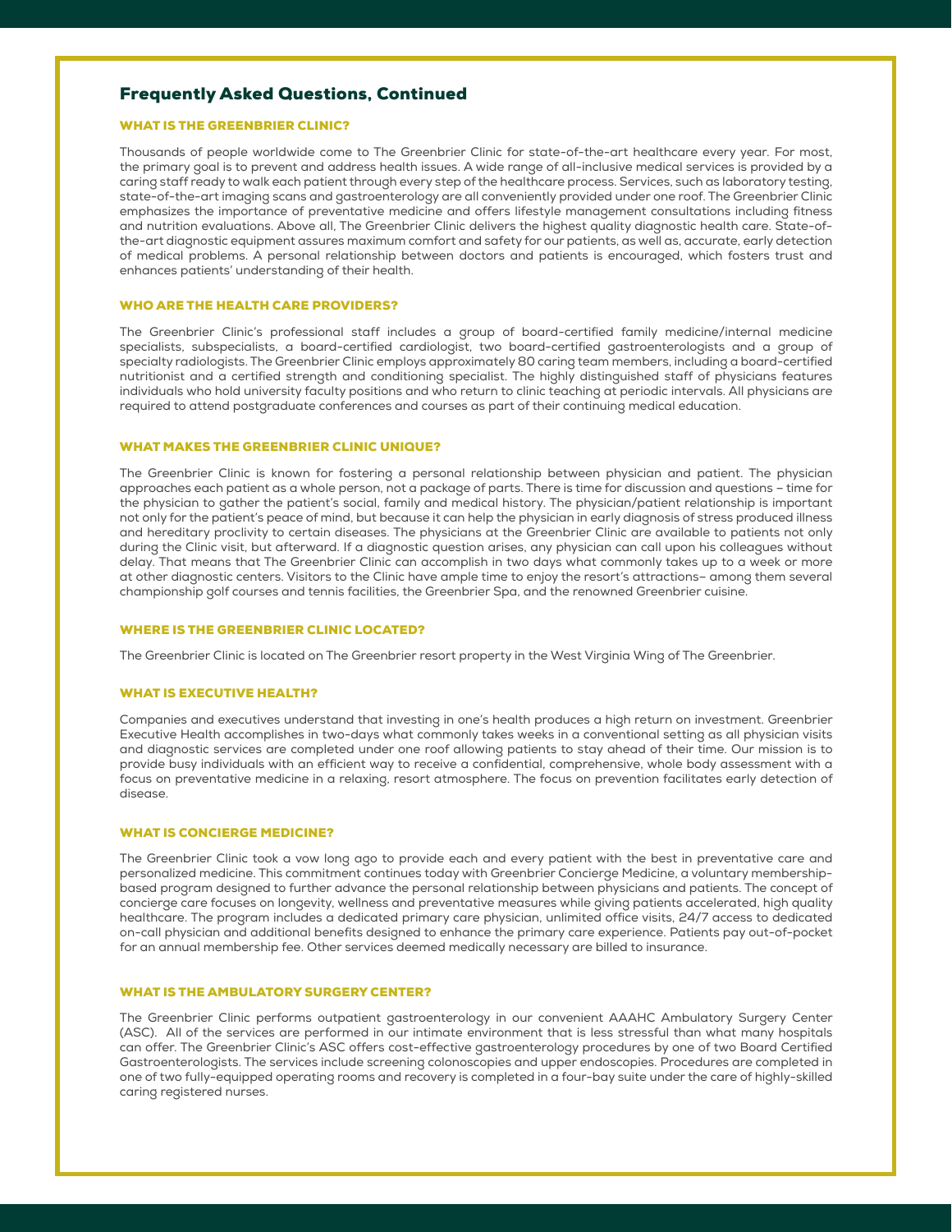## Frequently Asked Questions, Continued

### WHAT IS THE GREENBRIER CLINIC?

Thousands of people worldwide come to The Greenbrier Clinic for state-of-the-art healthcare every year. For most, the primary goal is to prevent and address health issues. A wide range of all-inclusive medical services is provided by a caring staff ready to walk each patient through every step of the healthcare process. Services, such as laboratory testing, state-of-the-art imaging scans and gastroenterology are all conveniently provided under one roof. The Greenbrier Clinic emphasizes the importance of preventative medicine and offers lifestyle management consultations including fitness and nutrition evaluations. Above all, The Greenbrier Clinic delivers the highest quality diagnostic health care. State-of-the-art diagnostic equipment assures maximum comfort and safety for our patients, as well as, accurate, early detection of medical problems. A personal relationship between doctors and patients is encouraged, which fosters trust and enhances patients' understanding of their health.

### WHO ARE THE HEALTH CARE PROVIDERS?

The Greenbrier Clinic's professional staff includes a group of board-certified family medicine/internal medicine specialists, subspecialists, a board-certified cardiologist, two board-certified gastroenterologists and a group of specialty radiologists. The Greenbrier Clinic employs approximately 80 caring team members, including a board-certified nutritionist and a certified strength and conditioning specialist. The highly distinguished staff of physicians features individuals who hold university faculty positions and who return to clinic teaching at periodic intervals. All physicians are required to attend postgraduate conferences and courses as part of their continuing medical education.

### WHAT MAKES THE GREENBRIER CLINIC UNIQUE?

The Greenbrier Clinic is known for fostering a personal relationship between physician and patient. The physician approaches each patient as a whole person, not a package of parts. There is time for discussion and questions – time for the physician to gather the patient's social, family and medical history. The physician/patient relationship is important not only for the patient's peace of mind, but because it can help the physician in early diagnosis of stress produced illness and hereditary proclivity to certain diseases. The physicians at the Greenbrier Clinic are available to patients not only during the Clinic visit, but afterward. If a diagnostic question arises, any physician can call upon his colleagues without delay. That means that The Greenbrier Clinic can accomplish in two days what commonly takes up to a week or more at other diagnostic centers. Visitors to the Clinic have ample time to enjoy the resort's attractions– among them several championship golf courses and tennis facilities, the Greenbrier Spa, and the renowned Greenbrier cuisine.

### WHERE IS THE GREENBRIER CLINIC LOCATED?

The Greenbrier Clinic is located on The Greenbrier resort property in the West Virginia Wing of The Greenbrier.

### WHAT IS EXECUTIVE HEALTH?

Companies and executives understand that investing in one's health produces a high return on investment. Greenbrier Executive Health accomplishes in two-days what commonly takes weeks in a conventional setting as all physician visits and diagnostic services are completed under one roof allowing patients to stay ahead of their time. Our mission is to provide busy individuals with an efficient way to receive a confidential, comprehensive, whole body assessment with a focus on preventative medicine in a relaxing, resort atmosphere. The focus on prevention facilitates early detection of disease.

### WHAT IS CONCIERGE MEDICINE?

The Greenbrier Clinic took a vow long ago to provide each and every patient with the best in preventative care and personalized medicine. This commitment continues today with Greenbrier Concierge Medicine, a voluntary membership-based program designed to further advance the personal relationship between physicians and patients. The concept of concierge care focuses on longevity, wellness and preventative measures while giving patients accelerated, high quality healthcare. The program includes a dedicated primary care physician, unlimited office visits, 24/7 access to dedicated on-call physician and additional benefits designed to enhance the primary care experience. Patients pay out-of-pocket for an annual membership fee. Other services deemed medically necessary are billed to insurance.

### WHAT IS THE AMBULATORY SURGERY CENTER?

The Greenbrier Clinic performs outpatient gastroenterology in our convenient AAAHC Ambulatory Surgery Center (ASC). All of the services are performed in our intimate environment that is less stressful than what many hospitals can offer. The Greenbrier Clinic's ASC offers cost-effective gastroenterology procedures by one of two Board Certified Gastroenterologists. The services include screening colonoscopies and upper endoscopies. Procedures are completed in one of two fully-equipped operating rooms and recovery is completed in a four-bay suite under the care of highly-skilled caring registered nurses.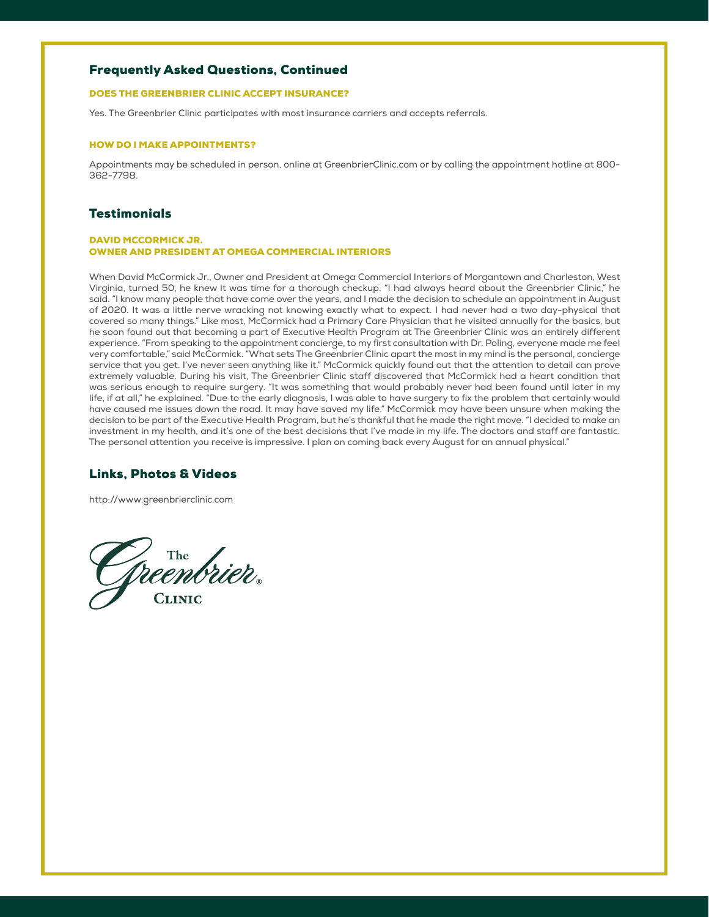## Frequently Asked Questions, Continued

### DOES THE GREENBRIER CLINIC ACCEPT INSURANCE?

Yes. The Greenbrier Clinic participates with most insurance carriers and accepts referrals.

### HOW DO I MAKE APPOINTMENTS?

Appointments may be scheduled in person, online at GreenbrierClinic.com or by calling the appointment hotline at 800-362-7798.

## Testimonials

### DAVID MCCORMICK JR.
### OWNER AND PRESIDENT AT OMEGA COMMERCIAL INTERIORS

When David McCormick Jr., Owner and President at Omega Commercial Interiors of Morgantown and Charleston, West Virginia, turned 50, he knew it was time for a thorough checkup. "I had always heard about the Greenbrier Clinic," he said. "I know many people that have come over the years, and I made the decision to schedule an appointment in August of 2020. It was a little nerve wracking not knowing exactly what to expect. I had never had a two day-physical that covered so many things." Like most, McCormick had a Primary Care Physician that he visited annually for the basics, but he soon found out that becoming a part of Executive Health Program at The Greenbrier Clinic was an entirely different experience. "From speaking to the appointment concierge, to my first consultation with Dr. Poling, everyone made me feel very comfortable," said McCormick. "What sets The Greenbrier Clinic apart the most in my mind is the personal, concierge service that you get. I've never seen anything like it." McCormick quickly found out that the attention to detail can prove extremely valuable. During his visit, The Greenbrier Clinic staff discovered that McCormick had a heart condition that was serious enough to require surgery. "It was something that would probably never had been found until later in my life, if at all," he explained. "Due to the early diagnosis, I was able to have surgery to fix the problem that certainly would have caused me issues down the road. It may have saved my life." McCormick may have been unsure when making the decision to be part of the Executive Health Program, but he's thankful that he made the right move. "I decided to make an investment in my health, and it's one of the best decisions that I've made in my life. The doctors and staff are fantastic. The personal attention you receive is impressive. I plan on coming back every August for an annual physical."

## Links, Photos & Videos

http://www.greenbrierclinic.com

The Greenbrier® Clinic